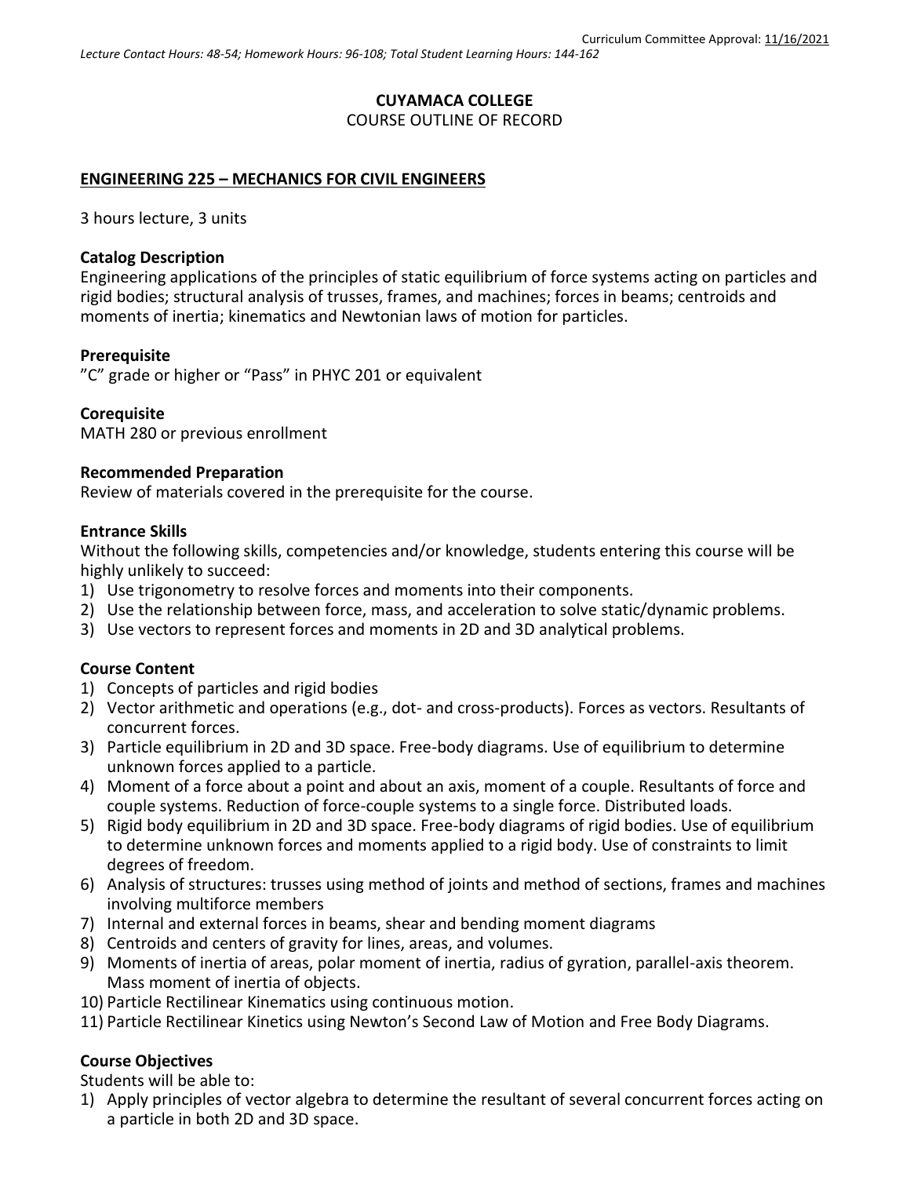Curriculum Committee Approval: 11/16/2021

*Lecture Contact Hours: 48-54; Homework Hours: 96-108; Total Student Learning Hours: 144-162*

**CUYAMACA COLLEGE**

COURSE OUTLINE OF RECORD

**ENGINEERING 225 – MECHANICS FOR CIVIL ENGINEERS**

3 hours lecture, 3 units

**Catalog Description**

Engineering applications of the principles of static equilibrium of force systems acting on particles and rigid bodies; structural analysis of trusses, frames, and machines; forces in beams; centroids and moments of inertia; kinematics and Newtonian laws of motion for particles.

**Prerequisite**

"C" grade or higher or "Pass" in PHYC 201 or equivalent

**Corequisite**

MATH 280 or previous enrollment

**Recommended Preparation**

Review of materials covered in the prerequisite for the course.

**Entrance Skills**

Without the following skills, competencies and/or knowledge, students entering this course will be highly unlikely to succeed:

1) Use trigonometry to resolve forces and moments into their components.
2) Use the relationship between force, mass, and acceleration to solve static/dynamic problems.
3) Use vectors to represent forces and moments in 2D and 3D analytical problems.

**Course Content**

1) Concepts of particles and rigid bodies
2) Vector arithmetic and operations (e.g., dot- and cross-products). Forces as vectors. Resultants of concurrent forces.
3) Particle equilibrium in 2D and 3D space. Free-body diagrams. Use of equilibrium to determine unknown forces applied to a particle.
4) Moment of a force about a point and about an axis, moment of a couple. Resultants of force and couple systems. Reduction of force-couple systems to a single force. Distributed loads.
5) Rigid body equilibrium in 2D and 3D space. Free-body diagrams of rigid bodies. Use of equilibrium to determine unknown forces and moments applied to a rigid body. Use of constraints to limit degrees of freedom.
6) Analysis of structures: trusses using method of joints and method of sections, frames and machines involving multiforce members
7) Internal and external forces in beams, shear and bending moment diagrams
8) Centroids and centers of gravity for lines, areas, and volumes.
9) Moments of inertia of areas, polar moment of inertia, radius of gyration, parallel-axis theorem. Mass moment of inertia of objects.
10) Particle Rectilinear Kinematics using continuous motion.
11) Particle Rectilinear Kinetics using Newton's Second Law of Motion and Free Body Diagrams.

**Course Objectives**

Students will be able to:

1) Apply principles of vector algebra to determine the resultant of several concurrent forces acting on a particle in both 2D and 3D space.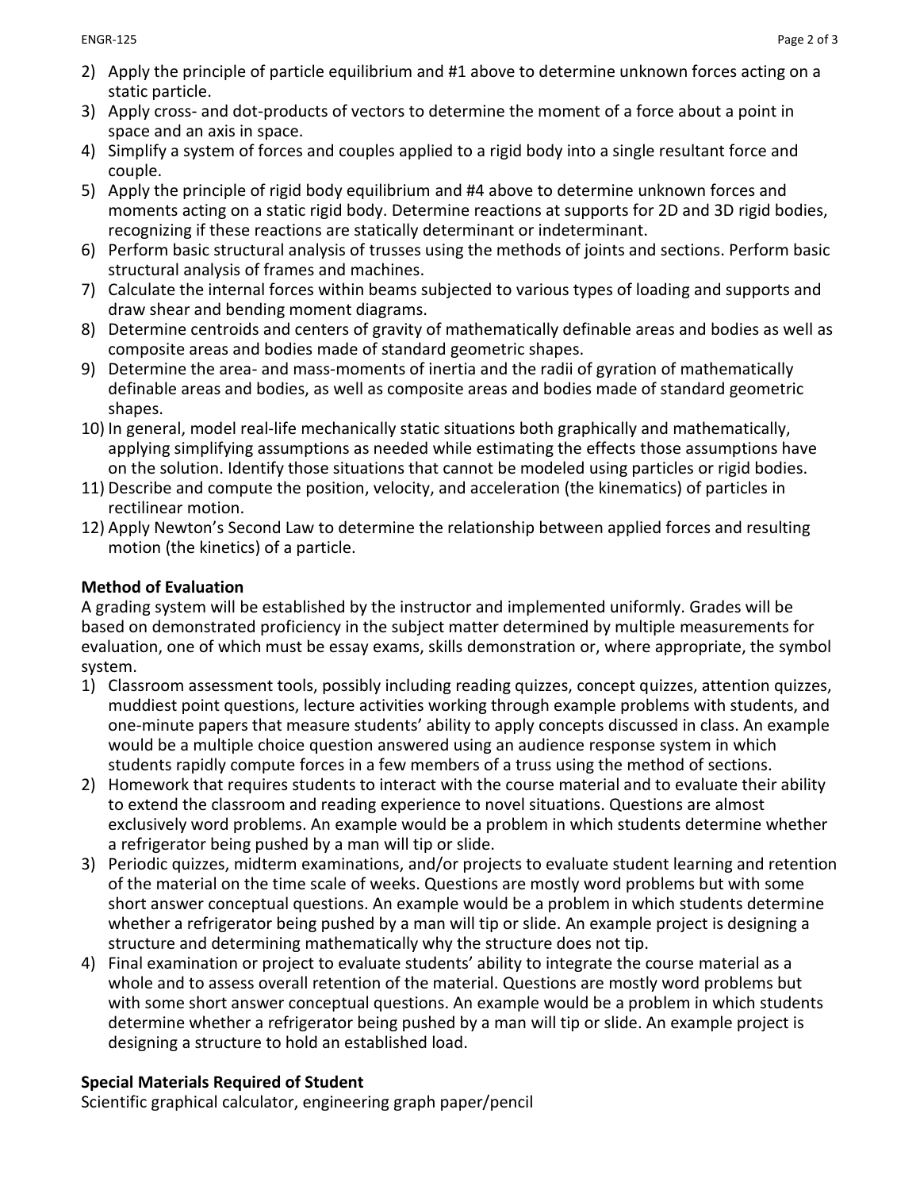2) Apply the principle of particle equilibrium and #1 above to determine unknown forces acting on a static particle.
3) Apply cross- and dot-products of vectors to determine the moment of a force about a point in space and an axis in space.
4) Simplify a system of forces and couples applied to a rigid body into a single resultant force and couple.
5) Apply the principle of rigid body equilibrium and #4 above to determine unknown forces and moments acting on a static rigid body. Determine reactions at supports for 2D and 3D rigid bodies, recognizing if these reactions are statically determinant or indeterminant.
6) Perform basic structural analysis of trusses using the methods of joints and sections. Perform basic structural analysis of frames and machines.
7) Calculate the internal forces within beams subjected to various types of loading and supports and draw shear and bending moment diagrams.
8) Determine centroids and centers of gravity of mathematically definable areas and bodies as well as composite areas and bodies made of standard geometric shapes.
9) Determine the area- and mass-moments of inertia and the radii of gyration of mathematically definable areas and bodies, as well as composite areas and bodies made of standard geometric shapes.
10) In general, model real-life mechanically static situations both graphically and mathematically, applying simplifying assumptions as needed while estimating the effects those assumptions have on the solution. Identify those situations that cannot be modeled using particles or rigid bodies.
11) Describe and compute the position, velocity, and acceleration (the kinematics) of particles in rectilinear motion.
12) Apply Newton's Second Law to determine the relationship between applied forces and resulting motion (the kinetics) of a particle.

**Method of Evaluation**

A grading system will be established by the instructor and implemented uniformly. Grades will be based on demonstrated proficiency in the subject matter determined by multiple measurements for evaluation, one of which must be essay exams, skills demonstration or, where appropriate, the symbol system.

1) Classroom assessment tools, possibly including reading quizzes, concept quizzes, attention quizzes, muddiest point questions, lecture activities working through example problems with students, and one-minute papers that measure students' ability to apply concepts discussed in class. An example would be a multiple choice question answered using an audience response system in which students rapidly compute forces in a few members of a truss using the method of sections.
2) Homework that requires students to interact with the course material and to evaluate their ability to extend the classroom and reading experience to novel situations. Questions are almost exclusively word problems. An example would be a problem in which students determine whether a refrigerator being pushed by a man will tip or slide.
3) Periodic quizzes, midterm examinations, and/or projects to evaluate student learning and retention of the material on the time scale of weeks. Questions are mostly word problems but with some short answer conceptual questions. An example would be a problem in which students determine whether a refrigerator being pushed by a man will tip or slide. An example project is designing a structure and determining mathematically why the structure does not tip.
4) Final examination or project to evaluate students' ability to integrate the course material as a whole and to assess overall retention of the material. Questions are mostly word problems but with some short answer conceptual questions. An example would be a problem in which students determine whether a refrigerator being pushed by a man will tip or slide. An example project is designing a structure to hold an established load.

**Special Materials Required of Student**

Scientific graphical calculator, engineering graph paper/pencil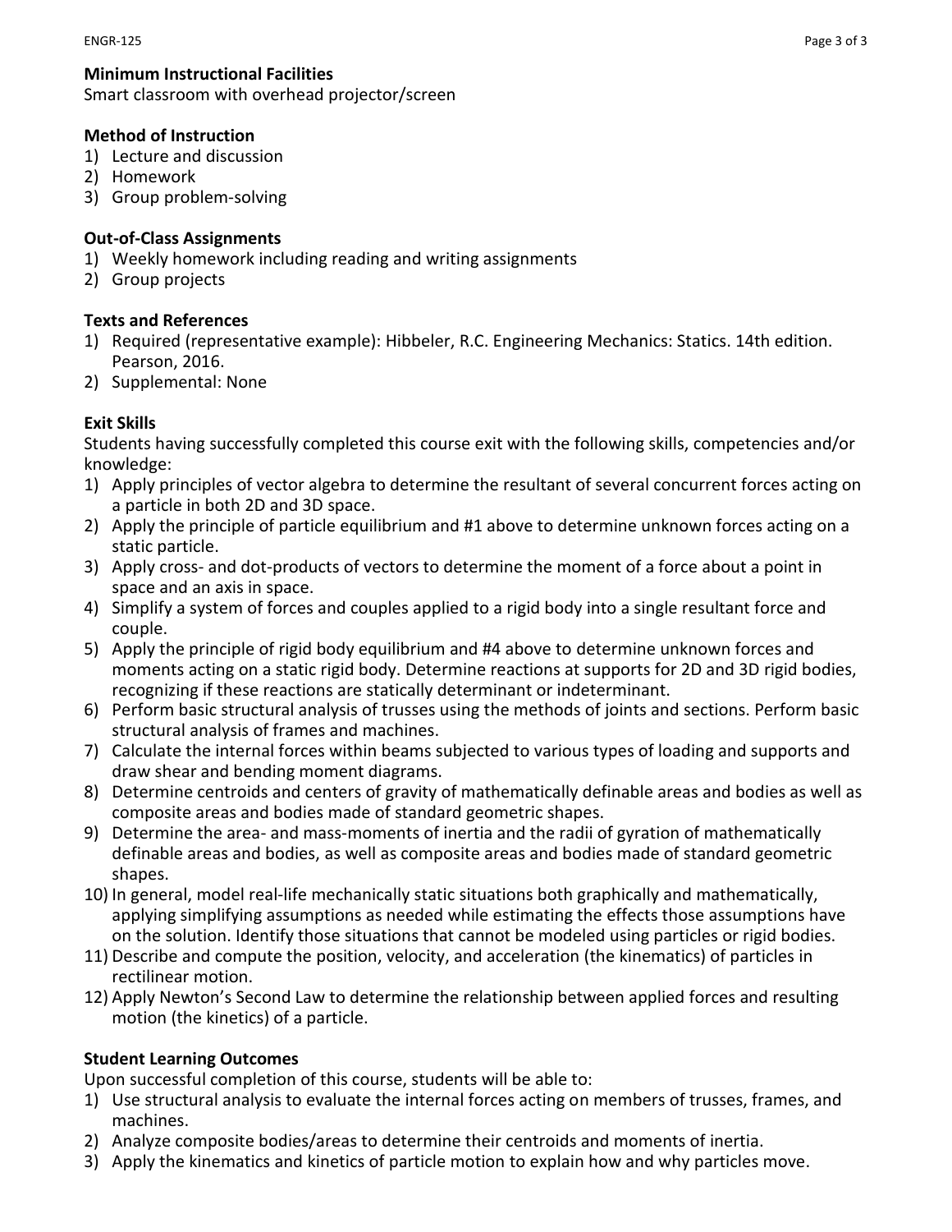**Minimum Instructional Facilities**
Smart classroom with overhead projector/screen

**Method of Instruction**
1) Lecture and discussion
2) Homework
3) Group problem-solving

**Out-of-Class Assignments**
1) Weekly homework including reading and writing assignments
2) Group projects

**Texts and References**
1) Required (representative example): Hibbeler, R.C. Engineering Mechanics: Statics. 14th edition. Pearson, 2016.
2) Supplemental: None

**Exit Skills**
Students having successfully completed this course exit with the following skills, competencies and/or knowledge:
1) Apply principles of vector algebra to determine the resultant of several concurrent forces acting on a particle in both 2D and 3D space.
2) Apply the principle of particle equilibrium and #1 above to determine unknown forces acting on a static particle.
3) Apply cross- and dot-products of vectors to determine the moment of a force about a point in space and an axis in space.
4) Simplify a system of forces and couples applied to a rigid body into a single resultant force and couple.
5) Apply the principle of rigid body equilibrium and #4 above to determine unknown forces and moments acting on a static rigid body. Determine reactions at supports for 2D and 3D rigid bodies, recognizing if these reactions are statically determinant or indeterminant.
6) Perform basic structural analysis of trusses using the methods of joints and sections. Perform basic structural analysis of frames and machines.
7) Calculate the internal forces within beams subjected to various types of loading and supports and draw shear and bending moment diagrams.
8) Determine centroids and centers of gravity of mathematically definable areas and bodies as well as composite areas and bodies made of standard geometric shapes.
9) Determine the area- and mass-moments of inertia and the radii of gyration of mathematically definable areas and bodies, as well as composite areas and bodies made of standard geometric shapes.
10) In general, model real-life mechanically static situations both graphically and mathematically, applying simplifying assumptions as needed while estimating the effects those assumptions have on the solution. Identify those situations that cannot be modeled using particles or rigid bodies.
11) Describe and compute the position, velocity, and acceleration (the kinematics) of particles in rectilinear motion.
12) Apply Newton's Second Law to determine the relationship between applied forces and resulting motion (the kinetics) of a particle.

**Student Learning Outcomes**
Upon successful completion of this course, students will be able to:
1) Use structural analysis to evaluate the internal forces acting on members of trusses, frames, and machines.
2) Analyze composite bodies/areas to determine their centroids and moments of inertia.
3) Apply the kinematics and kinetics of particle motion to explain how and why particles move.